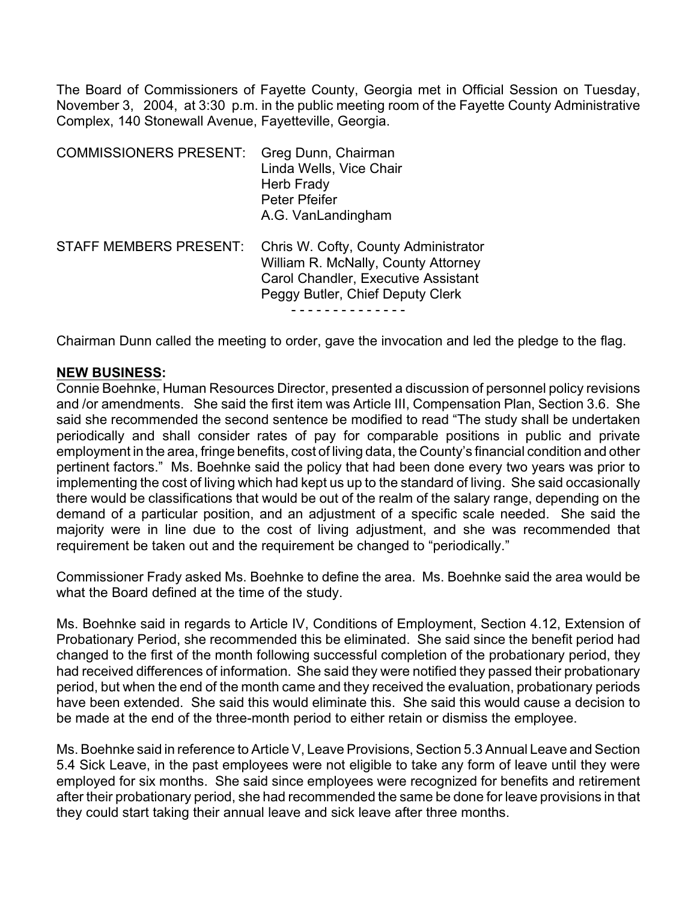The Board of Commissioners of Fayette County, Georgia met in Official Session on Tuesday, November 3, 2004, at 3:30 p.m. in the public meeting room of the Fayette County Administrative Complex, 140 Stonewall Avenue, Fayetteville, Georgia.

| | |
|---|---|
| COMMISSIONERS PRESENT: | Greg Dunn, Chairman<br>Linda Wells, Vice Chair<br>Herb Frady<br>Peter Pfeifer<br>A.G. VanLandingham |
| STAFF MEMBERS PRESENT: | Chris W. Cofty, County Administrator<br>William R. McNally, County Attorney<br>Carol Chandler, Executive Assistant<br>Peggy Butler, Chief Deputy Clerk |

- - - - - - - - - - - - - -

Chairman Dunn called the meeting to order, gave the invocation and led the pledge to the flag.

**NEW BUSINESS:**

Connie Boehnke, Human Resources Director, presented a discussion of personnel policy revisions and /or amendments. She said the first item was Article III, Compensation Plan, Section 3.6. She said she recommended the second sentence be modified to read "The study shall be undertaken periodically and shall consider rates of pay for comparable positions in public and private employment in the area, fringe benefits, cost of living data, the County's financial condition and other pertinent factors." Ms. Boehnke said the policy that had been done every two years was prior to implementing the cost of living which had kept us up to the standard of living. She said occasionally there would be classifications that would be out of the realm of the salary range, depending on the demand of a particular position, and an adjustment of a specific scale needed. She said the majority were in line due to the cost of living adjustment, and she was recommended that requirement be taken out and the requirement be changed to "periodically."

Commissioner Frady asked Ms. Boehnke to define the area. Ms. Boehnke said the area would be what the Board defined at the time of the study.

Ms. Boehnke said in regards to Article IV, Conditions of Employment, Section 4.12, Extension of Probationary Period, she recommended this be eliminated. She said since the benefit period had changed to the first of the month following successful completion of the probationary period, they had received differences of information. She said they were notified they passed their probationary period, but when the end of the month came and they received the evaluation, probationary periods have been extended. She said this would eliminate this. She said this would cause a decision to be made at the end of the three-month period to either retain or dismiss the employee.

Ms. Boehnke said in reference to Article V, Leave Provisions, Section 5.3 Annual Leave and Section 5.4 Sick Leave, in the past employees were not eligible to take any form of leave until they were employed for six months. She said since employees were recognized for benefits and retirement after their probationary period, she had recommended the same be done for leave provisions in that they could start taking their annual leave and sick leave after three months.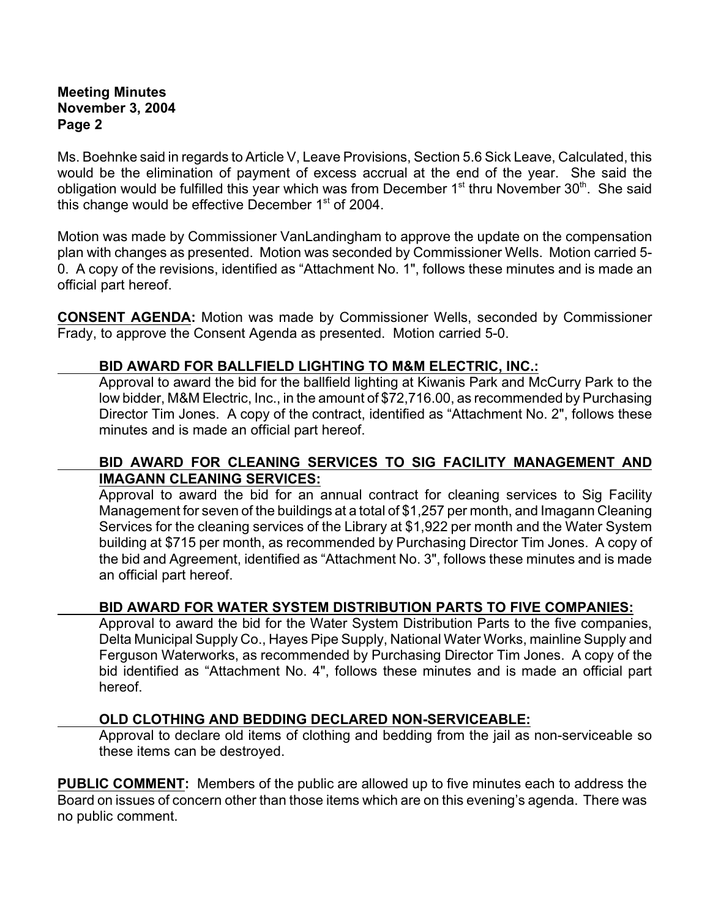Ms. Boehnke said in regards to Article V, Leave Provisions, Section 5.6 Sick Leave, Calculated, this would be the elimination of payment of excess accrual at the end of the year. She said the obligation would be fulfilled this year which was from December 1st thru November 30th. She said this change would be effective December 1st of 2004.

Motion was made by Commissioner VanLandingham to approve the update on the compensation plan with changes as presented. Motion was seconded by Commissioner Wells. Motion carried 5-0. A copy of the revisions, identified as "Attachment No. 1", follows these minutes and is made an official part hereof.

**CONSENT AGENDA:** Motion was made by Commissioner Wells, seconded by Commissioner Frady, to approve the Consent Agenda as presented. Motion carried 5-0.

**BID AWARD FOR BALLFIELD LIGHTING TO M&M ELECTRIC, INC.:**
Approval to award the bid for the ballfield lighting at Kiwanis Park and McCurry Park to the low bidder, M&M Electric, Inc., in the amount of $72,716.00, as recommended by Purchasing Director Tim Jones. A copy of the contract, identified as "Attachment No. 2", follows these minutes and is made an official part hereof.

**BID AWARD FOR CLEANING SERVICES TO SIG FACILITY MANAGEMENT AND IMAGANN CLEANING SERVICES:**
Approval to award the bid for an annual contract for cleaning services to Sig Facility Management for seven of the buildings at a total of $1,257 per month, and Imagann Cleaning Services for the cleaning services of the Library at $1,922 per month and the Water System building at $715 per month, as recommended by Purchasing Director Tim Jones. A copy of the bid and Agreement, identified as "Attachment No. 3", follows these minutes and is made an official part hereof.

**BID AWARD FOR WATER SYSTEM DISTRIBUTION PARTS TO FIVE COMPANIES:**
Approval to award the bid for the Water System Distribution Parts to the five companies, Delta Municipal Supply Co., Hayes Pipe Supply, National Water Works, mainline Supply and Ferguson Waterworks, as recommended by Purchasing Director Tim Jones. A copy of the bid identified as "Attachment No. 4", follows these minutes and is made an official part hereof.

**OLD CLOTHING AND BEDDING DECLARED NON-SERVICEABLE:**
Approval to declare old items of clothing and bedding from the jail as non-serviceable so these items can be destroyed.

**PUBLIC COMMENT:** Members of the public are allowed up to five minutes each to address the Board on issues of concern other than those items which are on this evening's agenda. There was no public comment.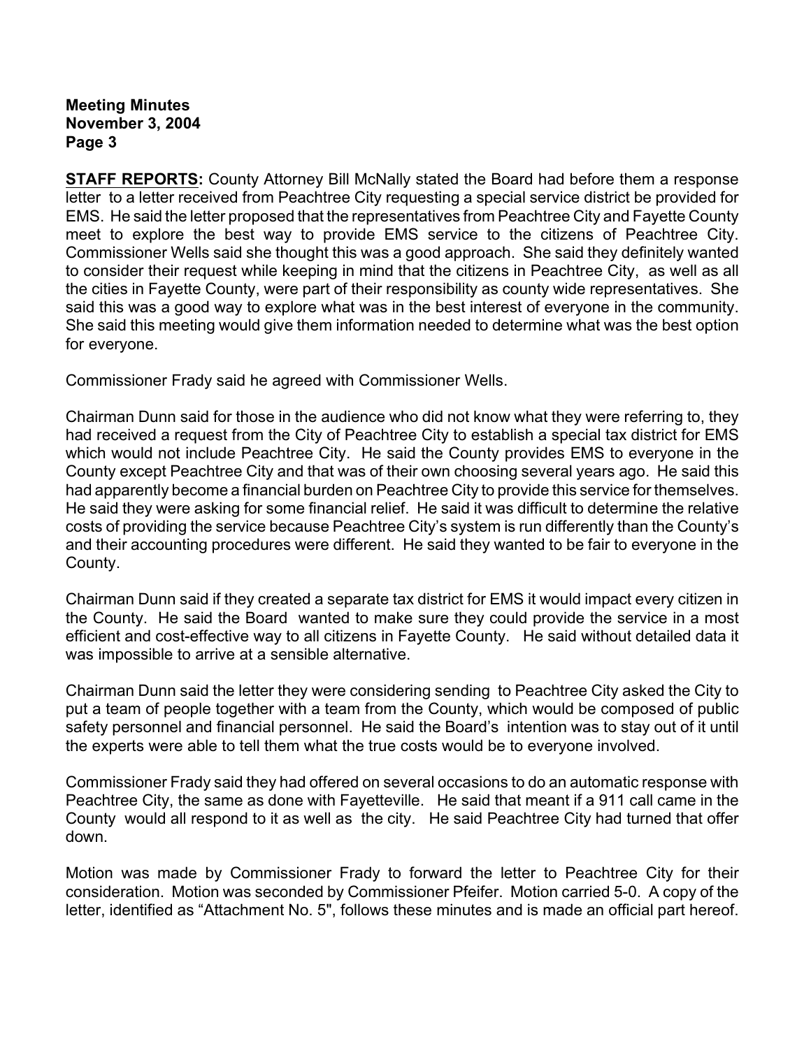**STAFF REPORTS:** County Attorney Bill McNally stated the Board had before them a response letter to a letter received from Peachtree City requesting a special service district be provided for EMS. He said the letter proposed that the representatives from Peachtree City and Fayette County meet to explore the best way to provide EMS service to the citizens of Peachtree City. Commissioner Wells said she thought this was a good approach. She said they definitely wanted to consider their request while keeping in mind that the citizens in Peachtree City, as well as all the cities in Fayette County, were part of their responsibility as county wide representatives. She said this was a good way to explore what was in the best interest of everyone in the community. She said this meeting would give them information needed to determine what was the best option for everyone.

Commissioner Frady said he agreed with Commissioner Wells.

Chairman Dunn said for those in the audience who did not know what they were referring to, they had received a request from the City of Peachtree City to establish a special tax district for EMS which would not include Peachtree City. He said the County provides EMS to everyone in the County except Peachtree City and that was of their own choosing several years ago. He said this had apparently become a financial burden on Peachtree City to provide this service for themselves. He said they were asking for some financial relief. He said it was difficult to determine the relative costs of providing the service because Peachtree City's system is run differently than the County's and their accounting procedures were different. He said they wanted to be fair to everyone in the County.

Chairman Dunn said if they created a separate tax district for EMS it would impact every citizen in the County. He said the Board wanted to make sure they could provide the service in a most efficient and cost-effective way to all citizens in Fayette County. He said without detailed data it was impossible to arrive at a sensible alternative.

Chairman Dunn said the letter they were considering sending to Peachtree City asked the City to put a team of people together with a team from the County, which would be composed of public safety personnel and financial personnel. He said the Board's intention was to stay out of it until the experts were able to tell them what the true costs would be to everyone involved.

Commissioner Frady said they had offered on several occasions to do an automatic response with Peachtree City, the same as done with Fayetteville. He said that meant if a 911 call came in the County would all respond to it as well as the city. He said Peachtree City had turned that offer down.

Motion was made by Commissioner Frady to forward the letter to Peachtree City for their consideration. Motion was seconded by Commissioner Pfeifer. Motion carried 5-0. A copy of the letter, identified as "Attachment No. 5", follows these minutes and is made an official part hereof.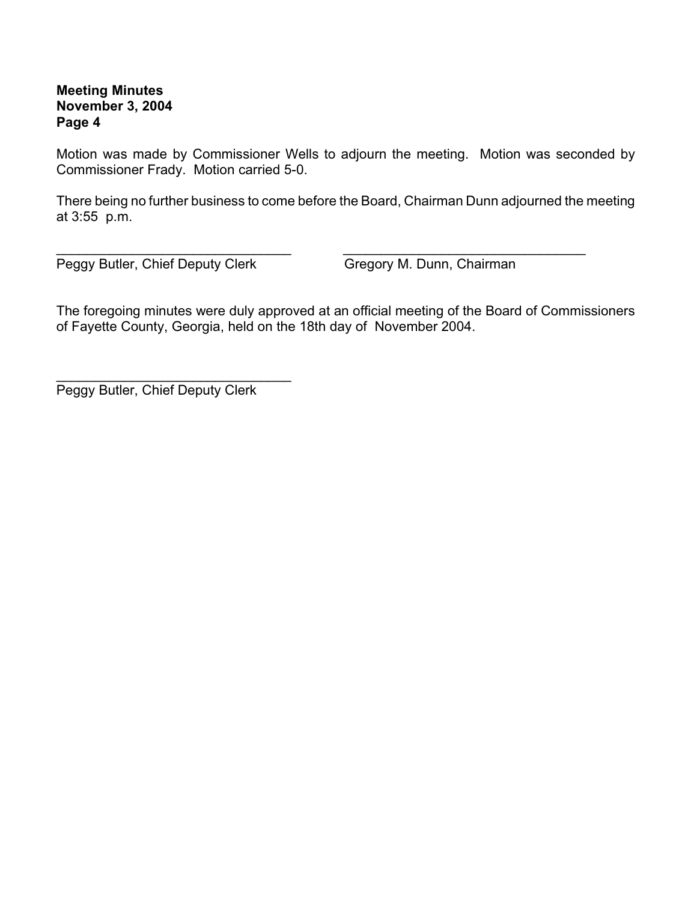Motion was made by Commissioner Wells to adjourn the meeting. Motion was seconded by Commissioner Frady. Motion carried 5-0.

There being no further business to come before the Board, Chairman Dunn adjourned the meeting at 3:55 p.m.

\_\_\_\_\_\_\_\_\_\_\_\_\_\_\_\_\_\_\_\_\_\_\_\_\_\_\_\_\_\_\_\_ \_\_\_\_\_\_\_\_\_\_\_\_\_\_\_\_\_\_\_\_\_\_\_\_\_\_\_\_\_\_\_\_\_\_

Peggy Butler, Chief Deputy Clerk Gregory M. Dunn, Chairman

The foregoing minutes were duly approved at an official meeting of the Board of Commissioners of Fayette County, Georgia, held on the 18th day of November 2004.

\_\_\_\_\_\_\_\_\_\_\_\_\_\_\_\_\_\_\_\_\_\_\_\_\_\_\_\_\_\_\_\_

Peggy Butler, Chief Deputy Clerk